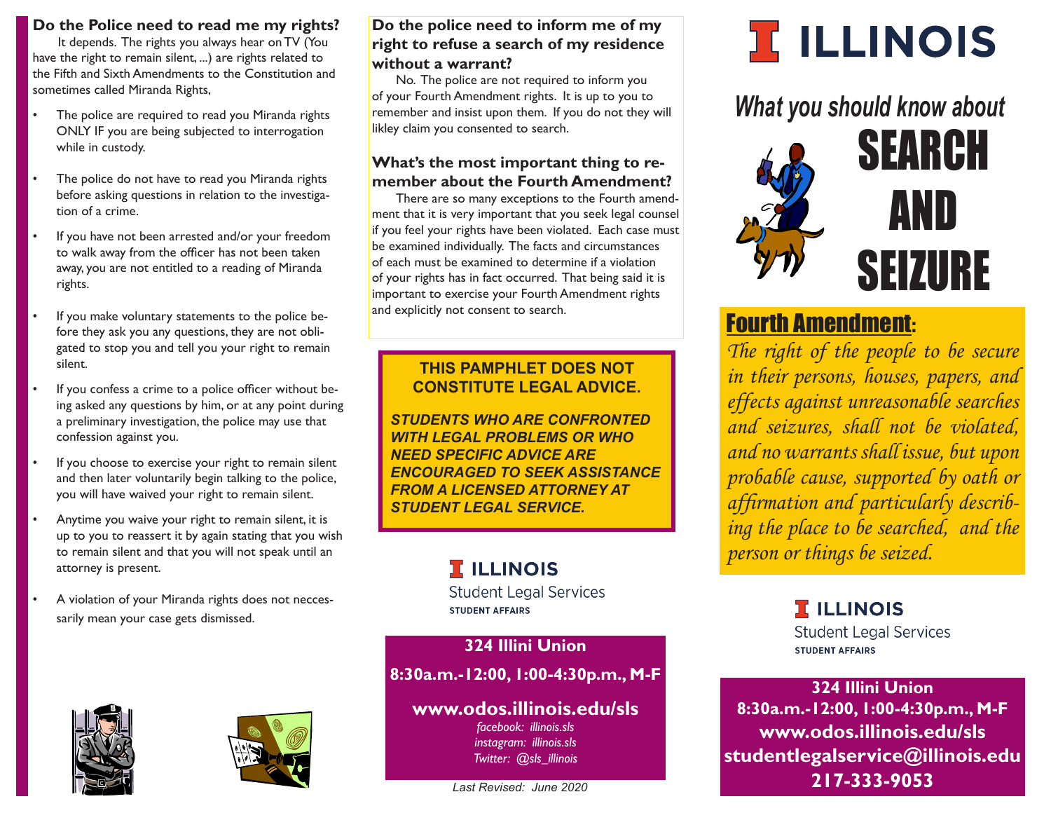## Do the Police need to read me my rights?

It depends. The rights you always hear on TV (You have the right to remain silent, ...) are rights related to the Fifth and Sixth Amendments to the Constitution and sometimes called Miranda Rights,

- The police are required to read you Miranda rights ONLY IF you are being subjected to interrogation while in custody.
- The police do not have to read you Miranda rights before asking questions in relation to the investigation of a crime.
- If you have not been arrested and/or your freedom to walk away from the officer has not been taken away, you are not entitled to a reading of Miranda rights.
- If you make voluntary statements to the police before they ask you any questions, they are not obligated to stop you and tell you your right to remain silent.
- If you confess a crime to a police officer without being asked any questions by him, or at any point during a preliminary investigation, the police may use that confession against you.
- If you choose to exercise your right to remain silent and then later voluntarily begin talking to the police, you will have waived your right to remain silent.
- Anytime you waive your right to remain silent, it is up to you to reassert it by again stating that you wish to remain silent and that you will not speak until an attorney is present.
- A violation of your Miranda rights does not neccessarily mean your case gets dismissed.

## Do the police need to inform me of my right to refuse a search of my residence without a warrant?

No. The police are not required to inform you of your Fourth Amendment rights. It is up to you to remember and insist upon them. If you do not they will likley claim you consented to search.

## What's the most important thing to remember about the Fourth Amendment?

There are so many exceptions to the Fourth amendment that it is very important that you seek legal counsel if you feel your rights have been violated. Each case must be examined individually. The facts and circumstances of each must be examined to determine if a violation of your rights has in fact occurred. That being said it is important to exercise your Fourth Amendment rights and explicitly not consent to search.

**THIS PAMPHLET DOES NOT CONSTITUTE LEGAL ADVICE.**

***STUDENTS WHO ARE CONFRONTED WITH LEGAL PROBLEMS OR WHO NEED SPECIFIC ADVICE ARE ENCOURAGED TO SEEK ASSISTANCE FROM A LICENSED ATTORNEY AT STUDENT LEGAL SERVICE.***

**ILLINOIS**
Student Legal Services
STUDENT AFFAIRS

**324 Illini Union**

**8:30a.m.-12:00, 1:00-4:30p.m., M-F**

**www.odos.illinois.edu/sls**

*facebook: illinois.sls*
*instagram: illinois.sls*
*Twitter: @sls_illinois*

*Last Revised: June 2020*

# ILLINOIS

## *What you should know about* SEARCH AND SEIZURE

### Fourth Amendment:

*The right of the people to be secure in their persons, houses, papers, and effects against unreasonable searches and seizures, shall not be violated, and no warrants shall issue, but upon probable cause, supported by oath or affirmation and particularly describing the place to be searched, and the person or things be seized.*

**ILLINOIS**
Student Legal Services
STUDENT AFFAIRS

**324 Illini Union**
**8:30a.m.-12:00, 1:00-4:30p.m., M-F**
**www.odos.illinois.edu/sls**
**studentlegalservice@illinois.edu**
**217-333-9053**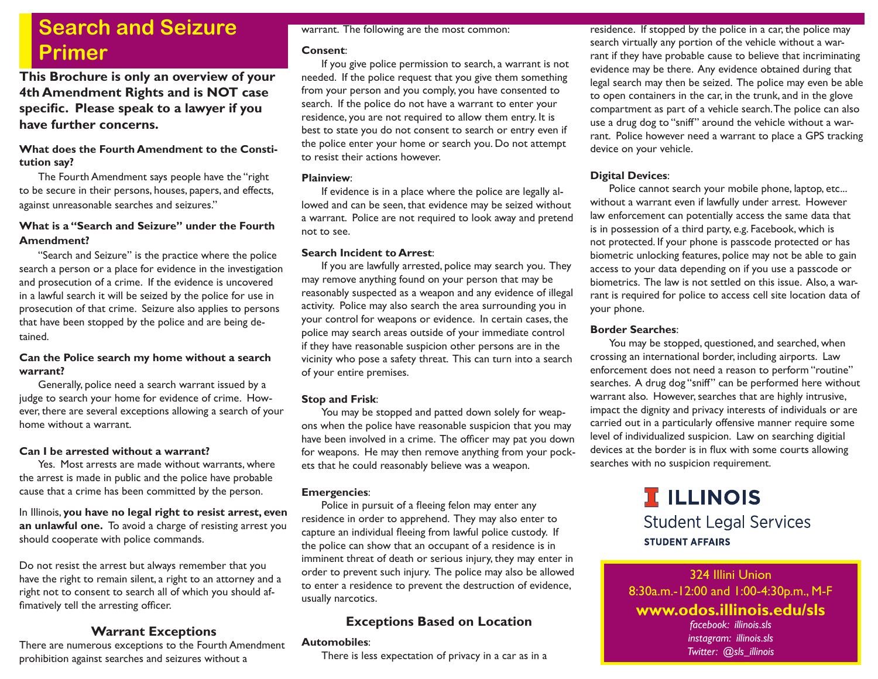# Search and Seizure Primer

**This Brochure is only an overview of your 4th Amendment Rights and is NOT case specific. Please speak to a lawyer if you have further concerns.**

### What does the Fourth Amendment to the Constitution say?

The Fourth Amendment says people have the "right to be secure in their persons, houses, papers, and effects, against unreasonable searches and seizures."

### What is a "Search and Seizure" under the Fourth Amendment?

"Search and Seizure" is the practice where the police search a person or a place for evidence in the investigation and prosecution of a crime. If the evidence is uncovered in a lawful search it will be seized by the police for use in prosecution of that crime. Seizure also applies to persons that have been stopped by the police and are being detained.

### Can the Police search my home without a search warrant?

Generally, police need a search warrant issued by a judge to search your home for evidence of crime. However, there are several exceptions allowing a search of your home without a warrant.

### Can I be arrested without a warrant?

Yes. Most arrests are made without warrants, where the arrest is made in public and the police have probable cause that a crime has been committed by the person.

In Illinois, **you have no legal right to resist arrest, even an unlawful one.** To avoid a charge of resisting arrest you should cooperate with police commands.

Do not resist the arrest but always remember that you have the right to remain silent, a right to an attorney and a right not to consent to search all of which you should affimatively tell the arresting officer.

## Warrant Exceptions

There are numerous exceptions to the Fourth Amendment prohibition against searches and seizures without a warrant. The following are the most common:

**Consent**:

If you give police permission to search, a warrant is not needed. If the police request that you give them something from your person and you comply, you have consented to search. If the police do not have a warrant to enter your residence, you are not required to allow them entry. It is best to state you do not consent to search or entry even if the police enter your home or search you. Do not attempt to resist their actions however.

**Plainview**:

If evidence is in a place where the police are legally allowed and can be seen, that evidence may be seized without a warrant. Police are not required to look away and pretend not to see.

**Search Incident to Arrest**:

If you are lawfully arrested, police may search you. They may remove anything found on your person that may be reasonably suspected as a weapon and any evidence of illegal activity. Police may also search the area surrounding you in your control for weapons or evidence. In certain cases, the police may search areas outside of your immediate control if they have reasonable suspicion other persons are in the vicinity who pose a safety threat. This can turn into a search of your entire premises.

**Stop and Frisk**:

You may be stopped and patted down solely for weapons when the police have reasonable suspicion that you may have been involved in a crime. The officer may pat you down for weapons. He may then remove anything from your pockets that he could reasonably believe was a weapon.

**Emergencies**:

Police in pursuit of a fleeing felon may enter any residence in order to apprehend. They may also enter to capture an individual fleeing from lawful police custody. If the police can show that an occupant of a residence is in imminent threat of death or serious injury, they may enter in order to prevent such injury. The police may also be allowed to enter a residence to prevent the destruction of evidence, usually narcotics.

## Exceptions Based on Location

**Automobiles**:

There is less expectation of privacy in a car as in a residence. If stopped by the police in a car, the police may search virtually any portion of the vehicle without a warrant if they have probable cause to believe that incriminating evidence may be there. Any evidence obtained during that legal search may then be seized. The police may even be able to open containers in the car, in the trunk, and in the glove compartment as part of a vehicle search. The police can also use a drug dog to "sniff" around the vehicle without a warrant. Police however need a warrant to place a GPS tracking device on your vehicle.

**Digital Devices**:

Police cannot search your mobile phone, laptop, etc... without a warrant even if lawfully under arrest. However law enforcement can potentially access the same data that is in possession of a third party, e.g. Facebook, which is not protected. If your phone is passcode protected or has biometric unlocking features, police may not be able to gain access to your data depending on if you use a passcode or biometrics. The law is not settled on this issue. Also, a warrant is required for police to access cell site location data of your phone.

**Border Searches**:

You may be stopped, questioned, and searched, when crossing an international border, including airports. Law enforcement does not need a reason to perform "routine" searches. A drug dog "sniff" can be performed here without warrant also. However, searches that are highly intrusive, impact the dignity and privacy interests of individuals or are carried out in a particularly offensive manner require some level of individualized suspicion. Law on searching digitial devices at the border is in flux with some courts allowing searches with no suspicion requirement.

ILLINOIS
Student Legal Services
STUDENT AFFAIRS

324 Illini Union
8:30a.m.-12:00 and 1:00-4:30p.m., M-F
**www.odos.illinois.edu/sls**
*facebook: illinois.sls*
*instagram: illinois.sls*
*Twitter: @sls_illinois*